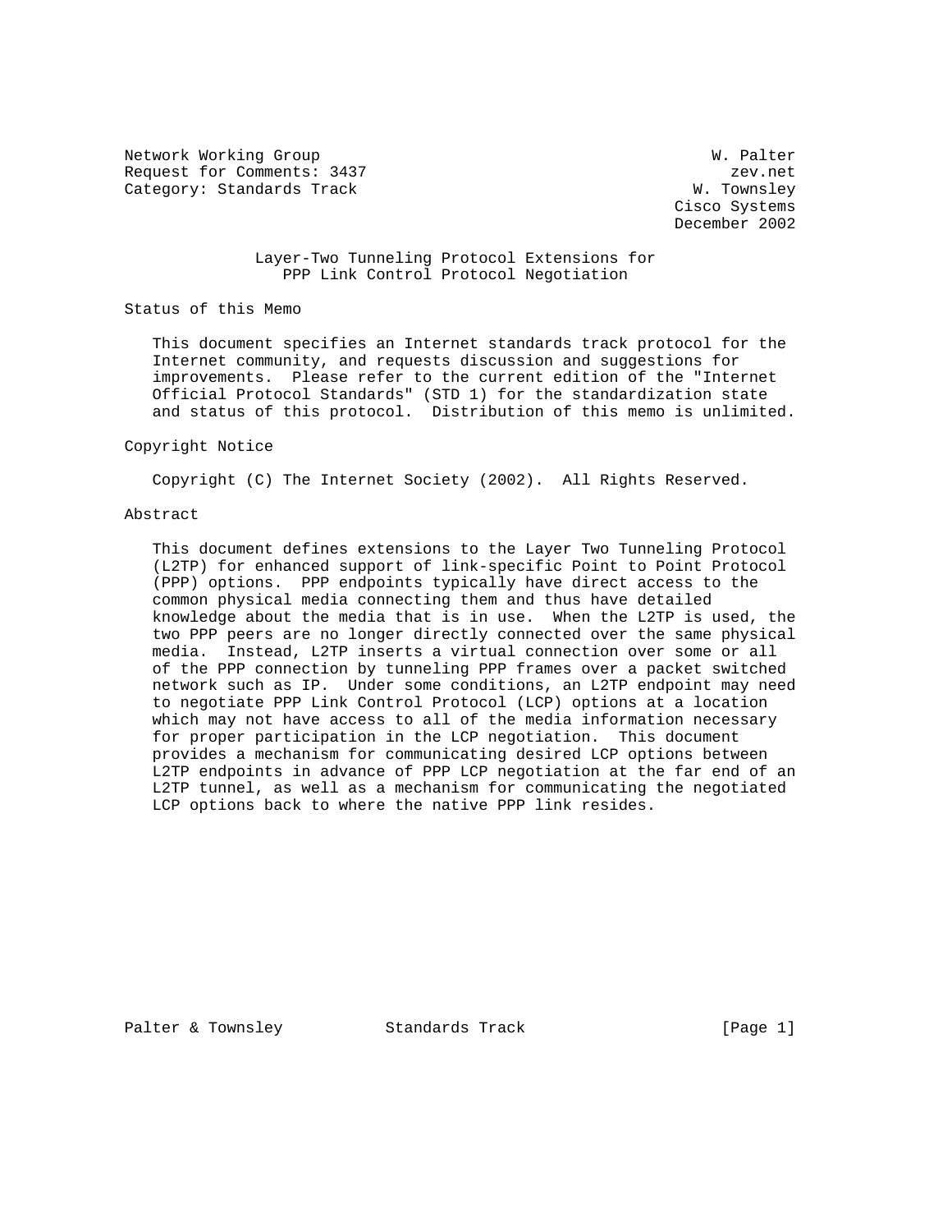Network Working Group W. Palter
Request for Comments: 3437 zev.net
Category: Standards Track W. Townsley
Cisco Systems
December 2002

# Layer-Two Tunneling Protocol Extensions for PPP Link Control Protocol Negotiation

## Status of this Memo

This document specifies an Internet standards track protocol for the Internet community, and requests discussion and suggestions for improvements. Please refer to the current edition of the "Internet Official Protocol Standards" (STD 1) for the standardization state and status of this protocol. Distribution of this memo is unlimited.

## Copyright Notice

Copyright (C) The Internet Society (2002). All Rights Reserved.

## Abstract

This document defines extensions to the Layer Two Tunneling Protocol (L2TP) for enhanced support of link-specific Point to Point Protocol (PPP) options. PPP endpoints typically have direct access to the common physical media connecting them and thus have detailed knowledge about the media that is in use. When the L2TP is used, the two PPP peers are no longer directly connected over the same physical media. Instead, L2TP inserts a virtual connection over some or all of the PPP connection by tunneling PPP frames over a packet switched network such as IP. Under some conditions, an L2TP endpoint may need to negotiate PPP Link Control Protocol (LCP) options at a location which may not have access to all of the media information necessary for proper participation in the LCP negotiation. This document provides a mechanism for communicating desired LCP options between L2TP endpoints in advance of PPP LCP negotiation at the far end of an L2TP tunnel, as well as a mechanism for communicating the negotiated LCP options back to where the native PPP link resides.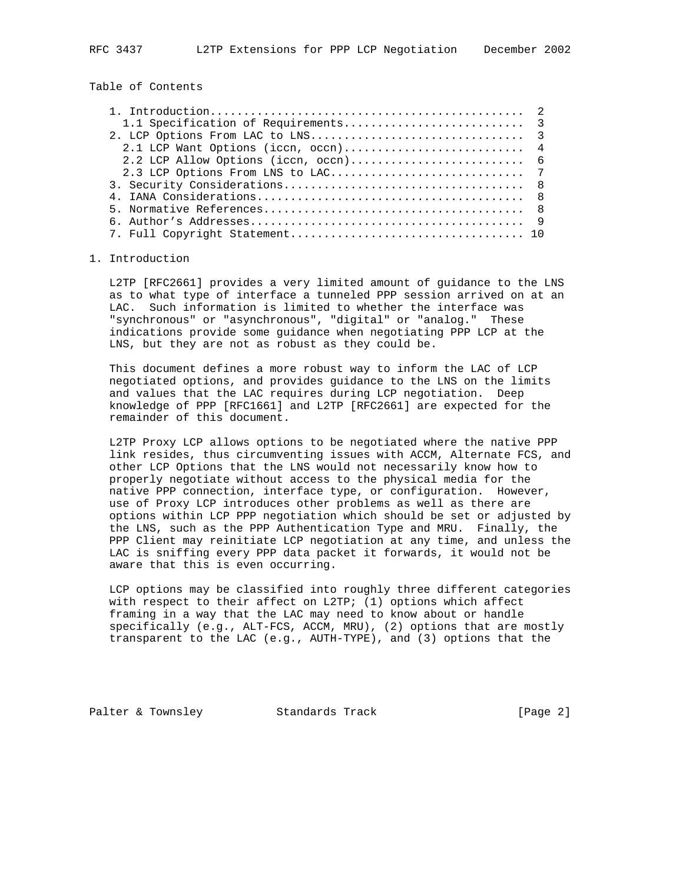## Table of Contents

1. Introduction............................................... 2
   - 1.1 Specification of Requirements.......................... 3
2. LCP Options From LAC to LNS............................... 3
   - 2.1 LCP Want Options (iccn, occn)........................... 4
   - 2.2 LCP Allow Options (iccn, occn).......................... 6
   - 2.3 LCP Options From LNS to LAC............................ 7
3. Security Considerations................................... 8
4. IANA Considerations....................................... 8
5. Normative References...................................... 8
6. Author's Addresses........................................ 9
7. Full Copyright Statement.................................. 10

## 1. Introduction

L2TP [RFC2661] provides a very limited amount of guidance to the LNS as to what type of interface a tunneled PPP session arrived on at an LAC. Such information is limited to whether the interface was "synchronous" or "asynchronous", "digital" or "analog." These indications provide some guidance when negotiating PPP LCP at the LNS, but they are not as robust as they could be.

This document defines a more robust way to inform the LAC of LCP negotiated options, and provides guidance to the LNS on the limits and values that the LAC requires during LCP negotiation. Deep knowledge of PPP [RFC1661] and L2TP [RFC2661] are expected for the remainder of this document.

L2TP Proxy LCP allows options to be negotiated where the native PPP link resides, thus circumventing issues with ACCM, Alternate FCS, and other LCP Options that the LNS would not necessarily know how to properly negotiate without access to the physical media for the native PPP connection, interface type, or configuration. However, use of Proxy LCP introduces other problems as well as there are options within LCP PPP negotiation which should be set or adjusted by the LNS, such as the PPP Authentication Type and MRU. Finally, the PPP Client may reinitiate LCP negotiation at any time, and unless the LAC is sniffing every PPP data packet it forwards, it would not be aware that this is even occurring.

LCP options may be classified into roughly three different categories with respect to their affect on L2TP; (1) options which affect framing in a way that the LAC may need to know about or handle specifically (e.g., ALT-FCS, ACCM, MRU), (2) options that are mostly transparent to the LAC (e.g., AUTH-TYPE), and (3) options that the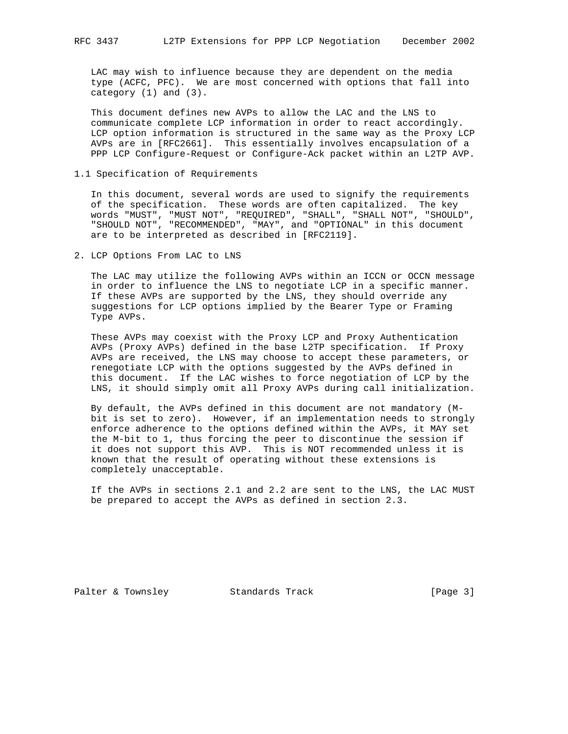LAC may wish to influence because they are dependent on the media type (ACFC, PFC). We are most concerned with options that fall into category (1) and (3).

This document defines new AVPs to allow the LAC and the LNS to communicate complete LCP information in order to react accordingly. LCP option information is structured in the same way as the Proxy LCP AVPs are in [RFC2661]. This essentially involves encapsulation of a PPP LCP Configure-Request or Configure-Ack packet within an L2TP AVP.

### 1.1 Specification of Requirements

In this document, several words are used to signify the requirements of the specification. These words are often capitalized. The key words "MUST", "MUST NOT", "REQUIRED", "SHALL", "SHALL NOT", "SHOULD", "SHOULD NOT", "RECOMMENDED", "MAY", and "OPTIONAL" in this document are to be interpreted as described in [RFC2119].

## 2. LCP Options From LAC to LNS

The LAC may utilize the following AVPs within an ICCN or OCCN message in order to influence the LNS to negotiate LCP in a specific manner. If these AVPs are supported by the LNS, they should override any suggestions for LCP options implied by the Bearer Type or Framing Type AVPs.

These AVPs may coexist with the Proxy LCP and Proxy Authentication AVPs (Proxy AVPs) defined in the base L2TP specification. If Proxy AVPs are received, the LNS may choose to accept these parameters, or renegotiate LCP with the options suggested by the AVPs defined in this document. If the LAC wishes to force negotiation of LCP by the LNS, it should simply omit all Proxy AVPs during call initialization.

By default, the AVPs defined in this document are not mandatory (M-bit is set to zero). However, if an implementation needs to strongly enforce adherence to the options defined within the AVPs, it MAY set the M-bit to 1, thus forcing the peer to discontinue the session if it does not support this AVP. This is NOT recommended unless it is known that the result of operating without these extensions is completely unacceptable.

If the AVPs in sections 2.1 and 2.2 are sent to the LNS, the LAC MUST be prepared to accept the AVPs as defined in section 2.3.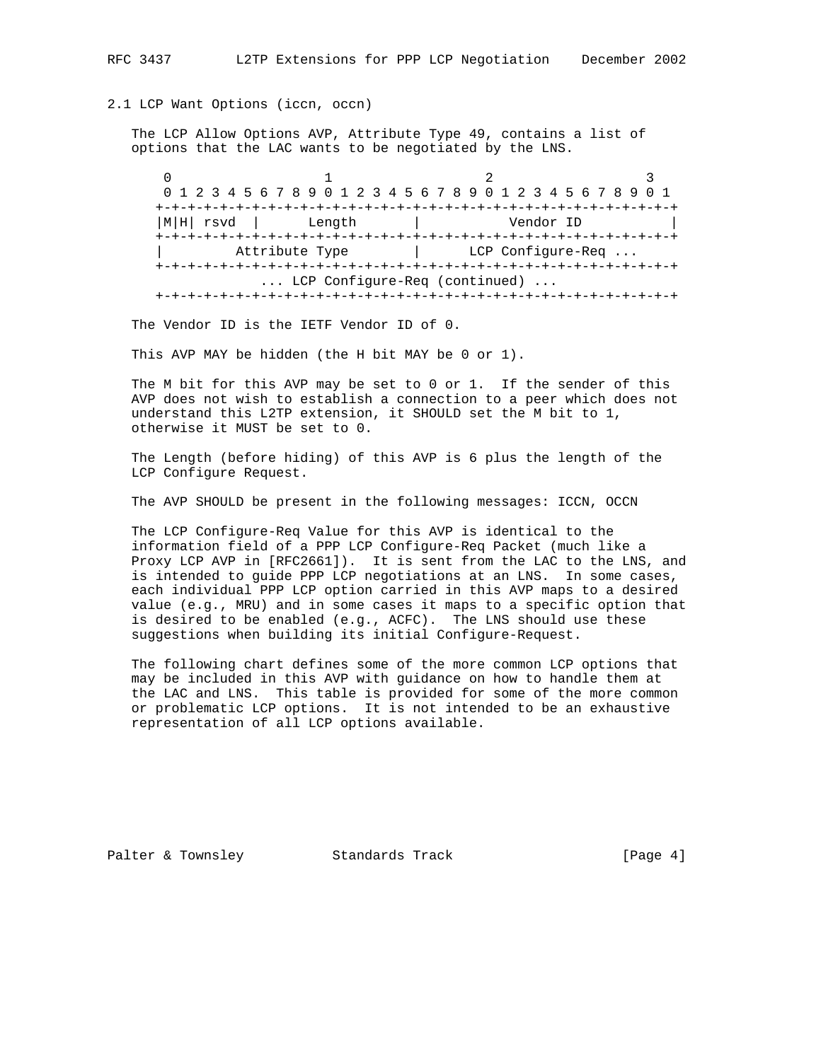## 2.1 LCP Want Options (iccn, occn)

The LCP Allow Options AVP, Attribute Type 49, contains a list of options that the LAC wants to be negotiated by the LNS.

```
 0                   1                   2                   3
 0 1 2 3 4 5 6 7 8 9 0 1 2 3 4 5 6 7 8 9 0 1 2 3 4 5 6 7 8 9 0 1
+-+-+-+-+-+-+-+-+-+-+-+-+-+-+-+-+-+-+-+-+-+-+-+-+-+-+-+-+-+-+-+-+
|M|H| rsvd  |      Length       |           Vendor ID           |
+-+-+-+-+-+-+-+-+-+-+-+-+-+-+-+-+-+-+-+-+-+-+-+-+-+-+-+-+-+-+-+-+
|         Attribute Type        |      LCP Configure-Req ...
+-+-+-+-+-+-+-+-+-+-+-+-+-+-+-+-+-+-+-+-+-+-+-+-+-+-+-+-+-+-+-+-+
            ... LCP Configure-Req (continued) ...
+-+-+-+-+-+-+-+-+-+-+-+-+-+-+-+-+-+-+-+-+-+-+-+-+-+-+-+-+-+-+-+-+
```

The Vendor ID is the IETF Vendor ID of 0.

This AVP MAY be hidden (the H bit MAY be 0 or 1).

The M bit for this AVP may be set to 0 or 1. If the sender of this AVP does not wish to establish a connection to a peer which does not understand this L2TP extension, it SHOULD set the M bit to 1, otherwise it MUST be set to 0.

The Length (before hiding) of this AVP is 6 plus the length of the LCP Configure Request.

The AVP SHOULD be present in the following messages: ICCN, OCCN

The LCP Configure-Req Value for this AVP is identical to the information field of a PPP LCP Configure-Req Packet (much like a Proxy LCP AVP in [RFC2661]). It is sent from the LAC to the LNS, and is intended to guide PPP LCP negotiations at an LNS. In some cases, each individual PPP LCP option carried in this AVP maps to a desired value (e.g., MRU) and in some cases it maps to a specific option that is desired to be enabled (e.g., ACFC). The LNS should use these suggestions when building its initial Configure-Request.

The following chart defines some of the more common LCP options that may be included in this AVP with guidance on how to handle them at the LAC and LNS. This table is provided for some of the more common or problematic LCP options. It is not intended to be an exhaustive representation of all LCP options available.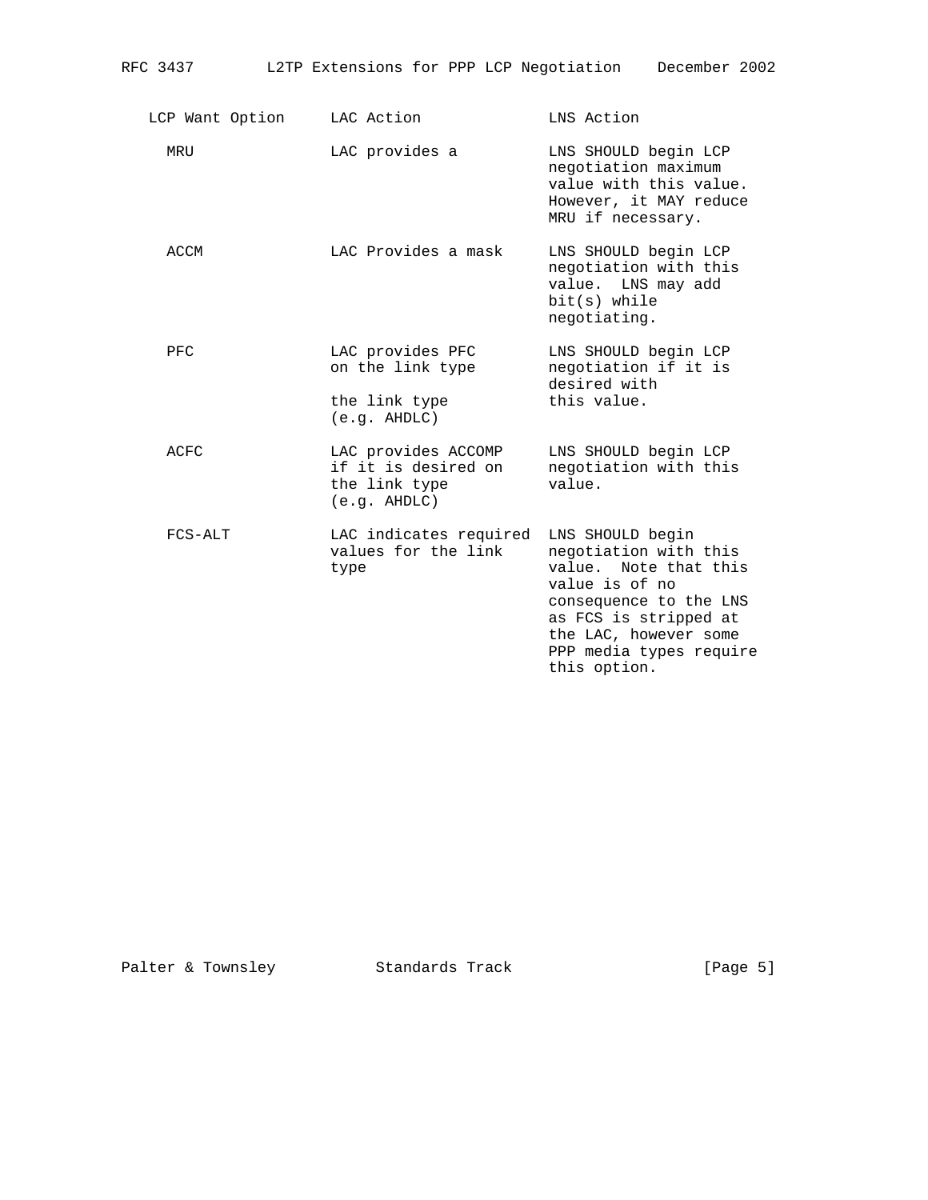| LCP Want Option | LAC Action | LNS Action |
|---|---|---|
| MRU | LAC provides a | LNS SHOULD begin LCP negotiation maximum value with this value. However, it MAY reduce MRU if necessary. |
| ACCM | LAC Provides a mask | LNS SHOULD begin LCP negotiation with this value. LNS may add bit(s) while negotiating. |
| PFC | LAC provides PFC on the link type<br><br>the link type (e.g. AHDLC) | LNS SHOULD begin LCP negotiation if it is desired with this value. |
| ACFC | LAC provides ACCOMP if it is desired on the link type (e.g. AHDLC) | LNS SHOULD begin LCP negotiation with this value. |
| FCS-ALT | LAC indicates required values for the link type | LNS SHOULD begin negotiation with this value. Note that this value is of no consequence to the LNS as FCS is stripped at the LAC, however some PPP media types require this option. |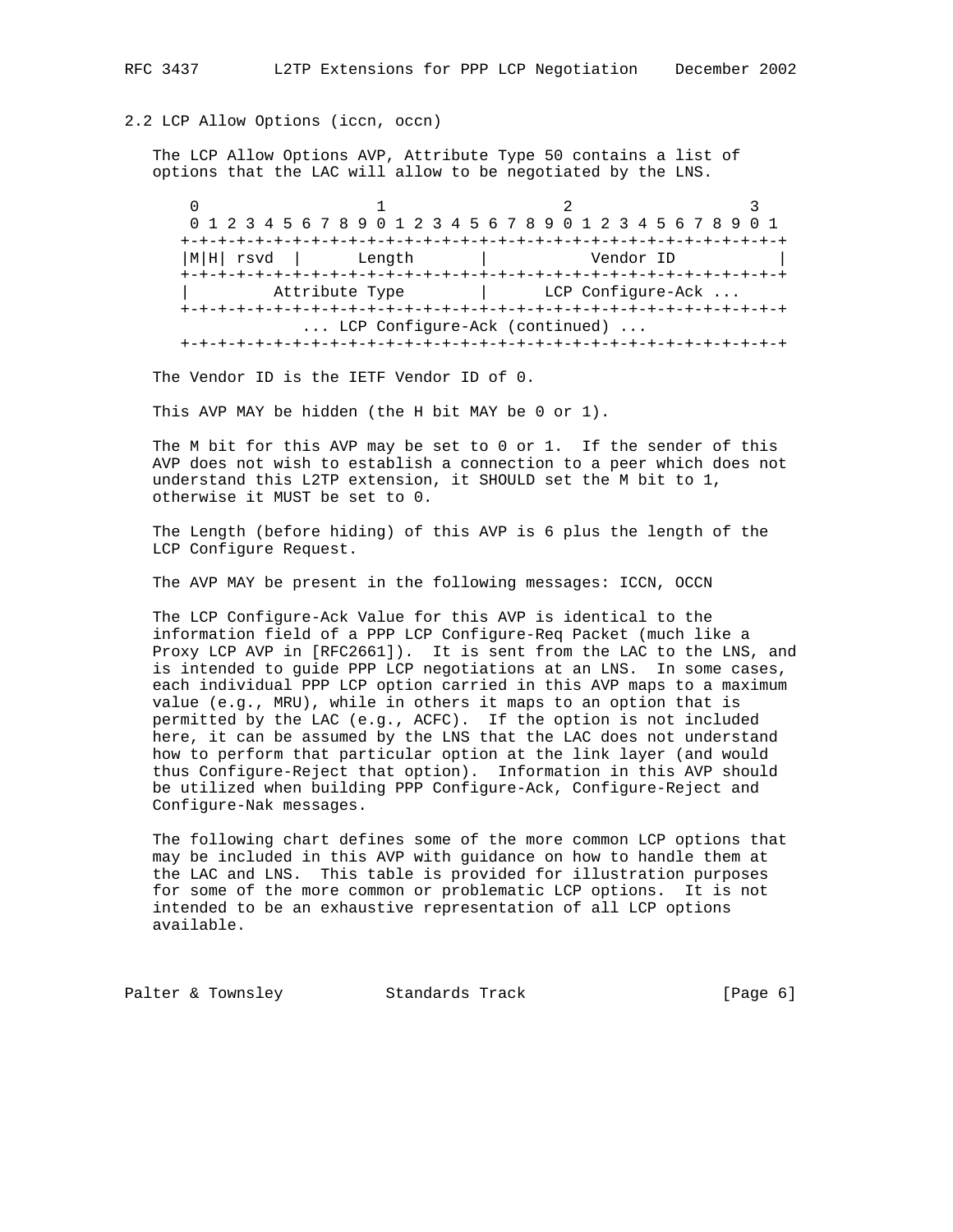## 2.2 LCP Allow Options (iccn, occn)

The LCP Allow Options AVP, Attribute Type 50 contains a list of options that the LAC will allow to be negotiated by the LNS.

```
 0                   1                   2                   3
 0 1 2 3 4 5 6 7 8 9 0 1 2 3 4 5 6 7 8 9 0 1 2 3 4 5 6 7 8 9 0 1
+-+-+-+-+-+-+-+-+-+-+-+-+-+-+-+-+-+-+-+-+-+-+-+-+-+-+-+-+-+-+-+-+
|M|H| rsvd  |      Length       |           Vendor ID           |
+-+-+-+-+-+-+-+-+-+-+-+-+-+-+-+-+-+-+-+-+-+-+-+-+-+-+-+-+-+-+-+-+
|         Attribute Type        |      LCP Configure-Ack ...
+-+-+-+-+-+-+-+-+-+-+-+-+-+-+-+-+-+-+-+-+-+-+-+-+-+-+-+-+-+-+-+-+
            ... LCP Configure-Ack (continued) ...
+-+-+-+-+-+-+-+-+-+-+-+-+-+-+-+-+-+-+-+-+-+-+-+-+-+-+-+-+-+-+-+-+
```

The Vendor ID is the IETF Vendor ID of 0.

This AVP MAY be hidden (the H bit MAY be 0 or 1).

The M bit for this AVP may be set to 0 or 1. If the sender of this AVP does not wish to establish a connection to a peer which does not understand this L2TP extension, it SHOULD set the M bit to 1, otherwise it MUST be set to 0.

The Length (before hiding) of this AVP is 6 plus the length of the LCP Configure Request.

The AVP MAY be present in the following messages: ICCN, OCCN

The LCP Configure-Ack Value for this AVP is identical to the information field of a PPP LCP Configure-Req Packet (much like a Proxy LCP AVP in [RFC2661]). It is sent from the LAC to the LNS, and is intended to guide PPP LCP negotiations at an LNS. In some cases, each individual PPP LCP option carried in this AVP maps to a maximum value (e.g., MRU), while in others it maps to an option that is permitted by the LAC (e.g., ACFC). If the option is not included here, it can be assumed by the LNS that the LAC does not understand how to perform that particular option at the link layer (and would thus Configure-Reject that option). Information in this AVP should be utilized when building PPP Configure-Ack, Configure-Reject and Configure-Nak messages.

The following chart defines some of the more common LCP options that may be included in this AVP with guidance on how to handle them at the LAC and LNS. This table is provided for illustration purposes for some of the more common or problematic LCP options. It is not intended to be an exhaustive representation of all LCP options available.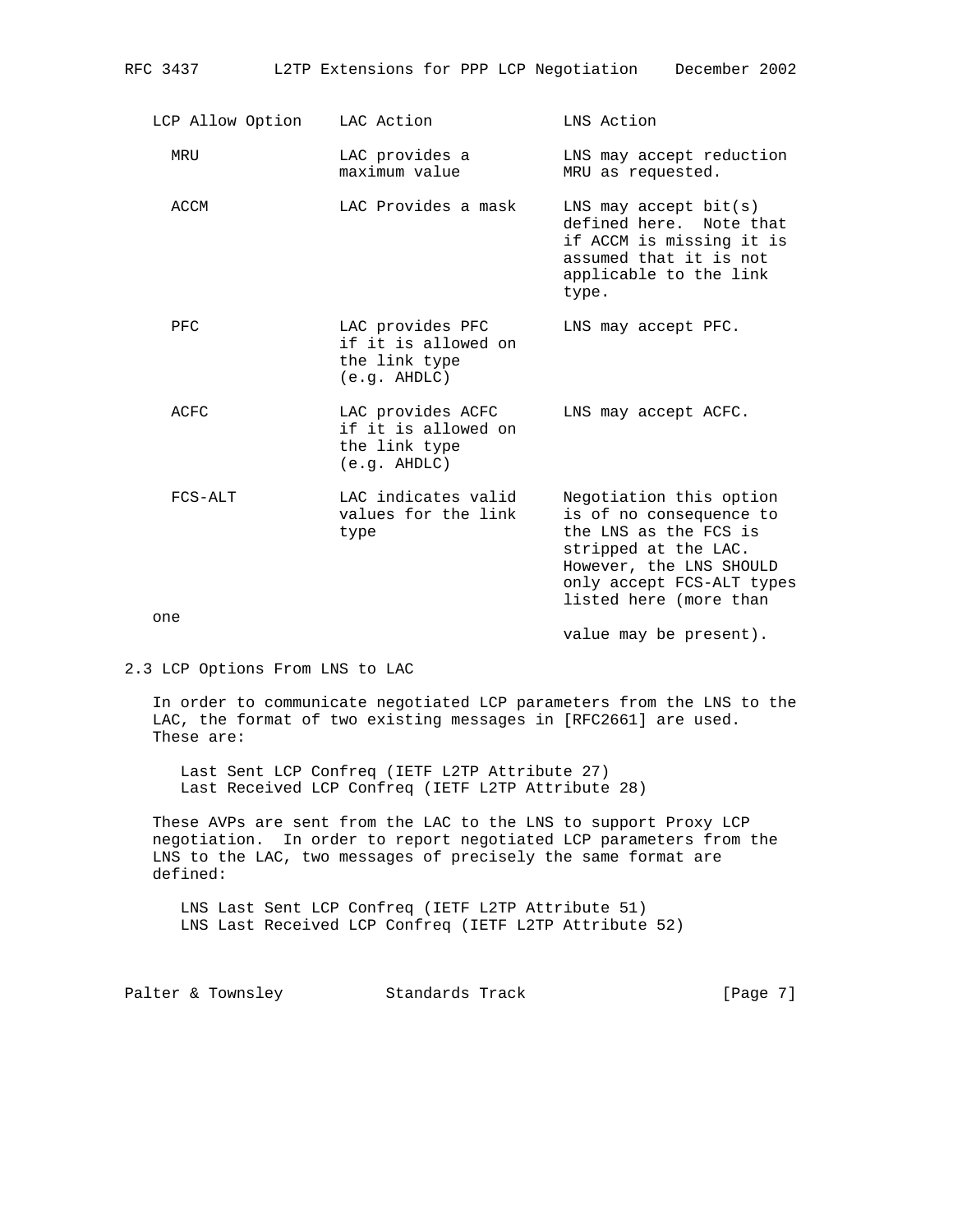| LCP Allow Option | LAC Action | LNS Action |
|---|---|---|
| MRU | LAC provides a maximum value | LNS may accept reduction MRU as requested. |
| ACCM | LAC Provides a mask | LNS may accept bit(s) defined here. Note that if ACCM is missing it is assumed that it is not applicable to the link type. |
| PFC | LAC provides PFC if it is allowed on the link type (e.g. AHDLC) | LNS may accept PFC. |
| ACFC | LAC provides ACFC if it is allowed on the link type (e.g. AHDLC) | LNS may accept ACFC. |
| FCS-ALT | LAC indicates valid values for the link type | Negotiation this option is of no consequence to the LNS as the FCS is stripped at the LAC. However, the LNS SHOULD only accept FCS-ALT types listed here (more than one value may be present). |

## 2.3 LCP Options From LNS to LAC

In order to communicate negotiated LCP parameters from the LNS to the LAC, the format of two existing messages in [RFC2661] are used. These are:

Last Sent LCP Confreq (IETF L2TP Attribute 27)
Last Received LCP Confreq (IETF L2TP Attribute 28)

These AVPs are sent from the LAC to the LNS to support Proxy LCP negotiation. In order to report negotiated LCP parameters from the LNS to the LAC, two messages of precisely the same format are defined:

LNS Last Sent LCP Confreq (IETF L2TP Attribute 51)
LNS Last Received LCP Confreq (IETF L2TP Attribute 52)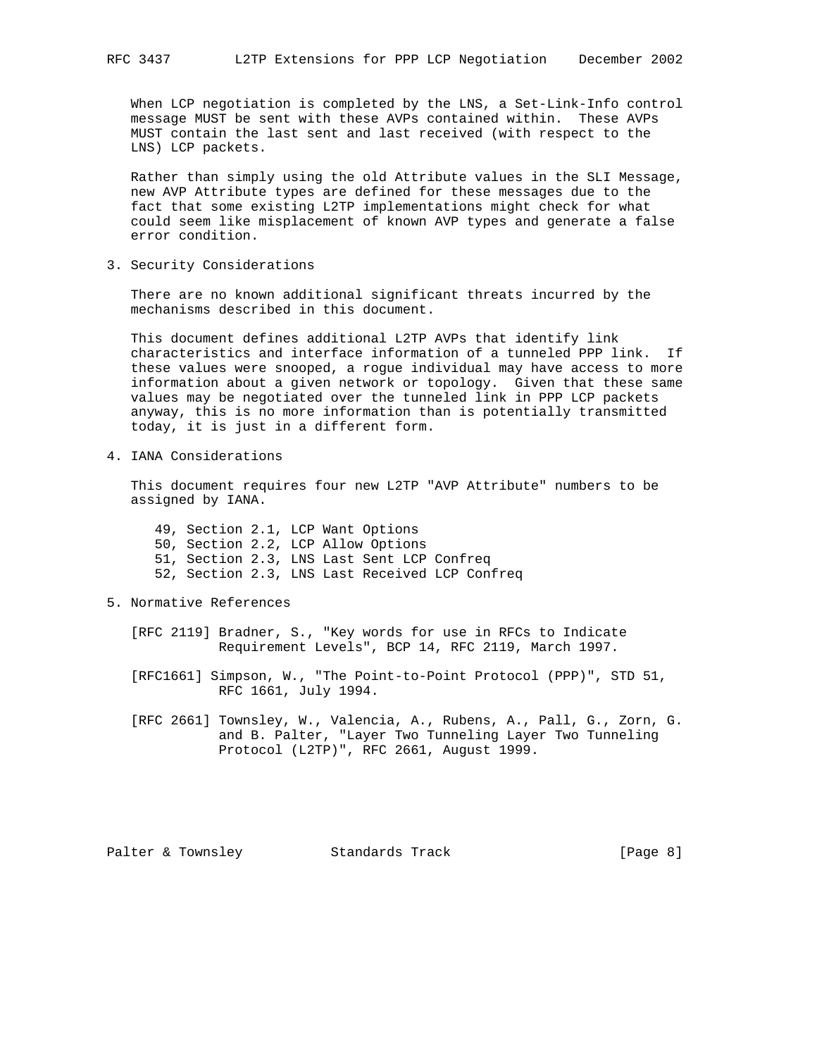When LCP negotiation is completed by the LNS, a Set-Link-Info control message MUST be sent with these AVPs contained within. These AVPs MUST contain the last sent and last received (with respect to the LNS) LCP packets.

Rather than simply using the old Attribute values in the SLI Message, new AVP Attribute types are defined for these messages due to the fact that some existing L2TP implementations might check for what could seem like misplacement of known AVP types and generate a false error condition.

## 3. Security Considerations

There are no known additional significant threats incurred by the mechanisms described in this document.

This document defines additional L2TP AVPs that identify link characteristics and interface information of a tunneled PPP link. If these values were snooped, a rogue individual may have access to more information about a given network or topology. Given that these same values may be negotiated over the tunneled link in PPP LCP packets anyway, this is no more information than is potentially transmitted today, it is just in a different form.

## 4. IANA Considerations

This document requires four new L2TP "AVP Attribute" numbers to be assigned by IANA.

```
49, Section 2.1, LCP Want Options
50, Section 2.2, LCP Allow Options
51, Section 2.3, LNS Last Sent LCP Confreq
52, Section 2.3, LNS Last Received LCP Confreq
```

## 5. Normative References

[RFC 2119] Bradner, S., "Key words for use in RFCs to Indicate Requirement Levels", BCP 14, RFC 2119, March 1997.

[RFC1661] Simpson, W., "The Point-to-Point Protocol (PPP)", STD 51, RFC 1661, July 1994.

[RFC 2661] Townsley, W., Valencia, A., Rubens, A., Pall, G., Zorn, G. and B. Palter, "Layer Two Tunneling Layer Two Tunneling Protocol (L2TP)", RFC 2661, August 1999.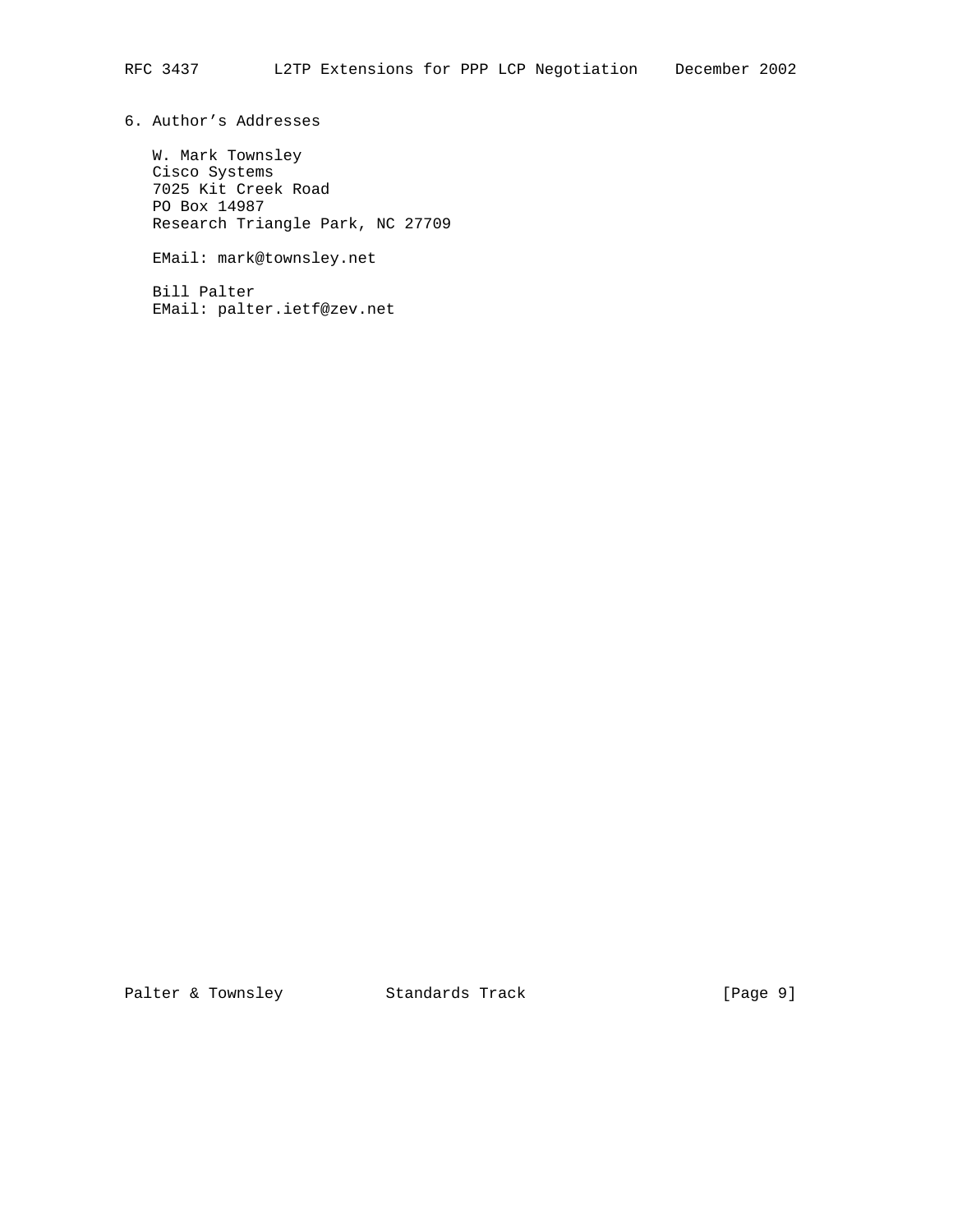## 6. Author's Addresses

W. Mark Townsley
Cisco Systems
7025 Kit Creek Road
PO Box 14987
Research Triangle Park, NC 27709

EMail: mark@townsley.net

Bill Palter
EMail: palter.ietf@zev.net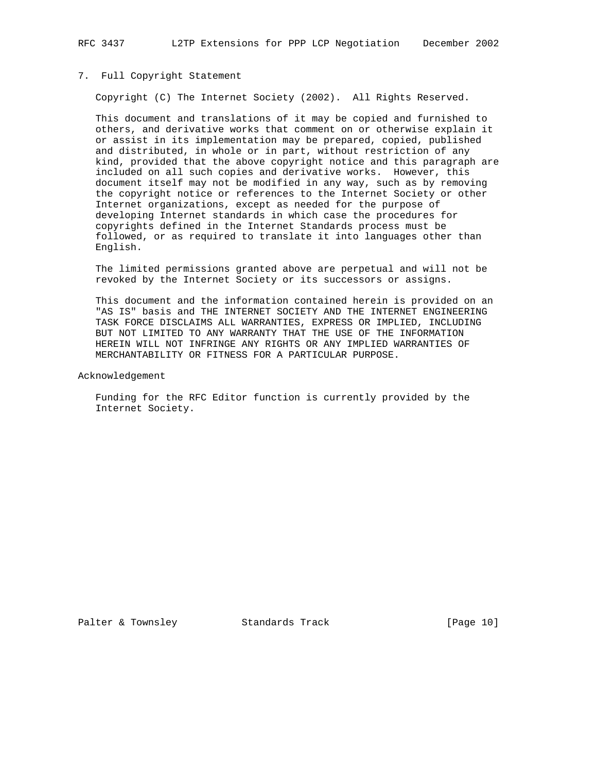## 7. Full Copyright Statement

Copyright (C) The Internet Society (2002). All Rights Reserved.

This document and translations of it may be copied and furnished to others, and derivative works that comment on or otherwise explain it or assist in its implementation may be prepared, copied, published and distributed, in whole or in part, without restriction of any kind, provided that the above copyright notice and this paragraph are included on all such copies and derivative works. However, this document itself may not be modified in any way, such as by removing the copyright notice or references to the Internet Society or other Internet organizations, except as needed for the purpose of developing Internet standards in which case the procedures for copyrights defined in the Internet Standards process must be followed, or as required to translate it into languages other than English.

The limited permissions granted above are perpetual and will not be revoked by the Internet Society or its successors or assigns.

This document and the information contained herein is provided on an "AS IS" basis and THE INTERNET SOCIETY AND THE INTERNET ENGINEERING TASK FORCE DISCLAIMS ALL WARRANTIES, EXPRESS OR IMPLIED, INCLUDING BUT NOT LIMITED TO ANY WARRANTY THAT THE USE OF THE INFORMATION HEREIN WILL NOT INFRINGE ANY RIGHTS OR ANY IMPLIED WARRANTIES OF MERCHANTABILITY OR FITNESS FOR A PARTICULAR PURPOSE.

## Acknowledgement

Funding for the RFC Editor function is currently provided by the Internet Society.